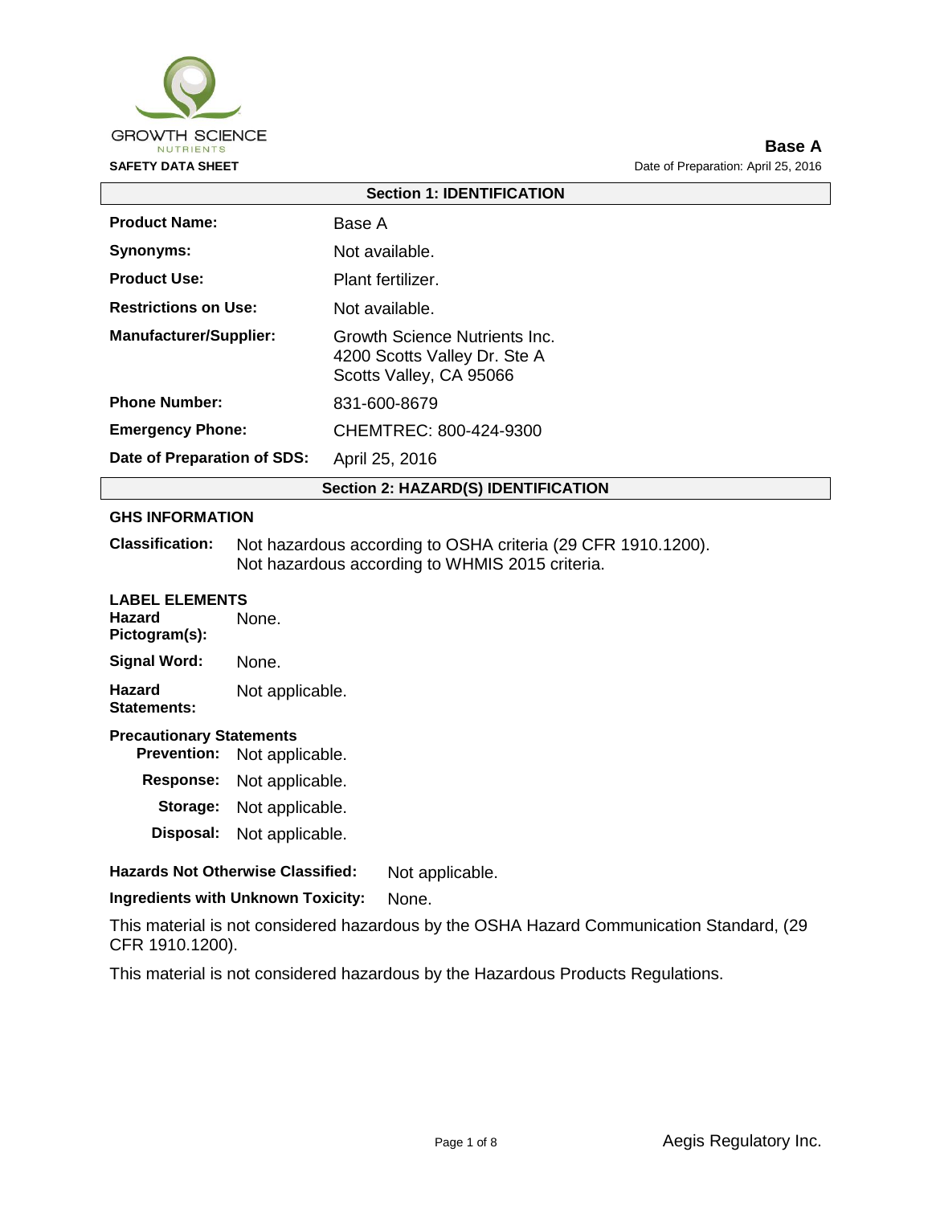GROWTH SCIENCE
NUTRIENTS

**SAFETY DATA SHEET**

**Base A**
Date of Preparation: April 25, 2016

## Section 1: IDENTIFICATION

| | |
|---|---|
| **Product Name:** | Base A |
| **Synonyms:** | Not available. |
| **Product Use:** | Plant fertilizer. |
| **Restrictions on Use:** | Not available. |
| **Manufacturer/Supplier:** | Growth Science Nutrients Inc.<br>4200 Scotts Valley Dr. Ste A<br>Scotts Valley, CA 95066 |
| **Phone Number:** | 831-600-8679 |
| **Emergency Phone:** | CHEMTREC: 800-424-9300 |
| **Date of Preparation of SDS:** | April 25, 2016 |

## Section 2: HAZARD(S) IDENTIFICATION

**GHS INFORMATION**

**Classification:** Not hazardous according to OSHA criteria (29 CFR 1910.1200).
Not hazardous according to WHMIS 2015 criteria.

**LABEL ELEMENTS**

**Hazard Pictogram(s):** None.

**Signal Word:** None.

**Hazard Statements:** Not applicable.

**Precautionary Statements**

- **Prevention:** Not applicable.
- **Response:** Not applicable.
- **Storage:** Not applicable.
- **Disposal:** Not applicable.

**Hazards Not Otherwise Classified:** Not applicable.

**Ingredients with Unknown Toxicity:** None.

This material is not considered hazardous by the OSHA Hazard Communication Standard, (29 CFR 1910.1200).

This material is not considered hazardous by the Hazardous Products Regulations.

Aegis Regulatory Inc.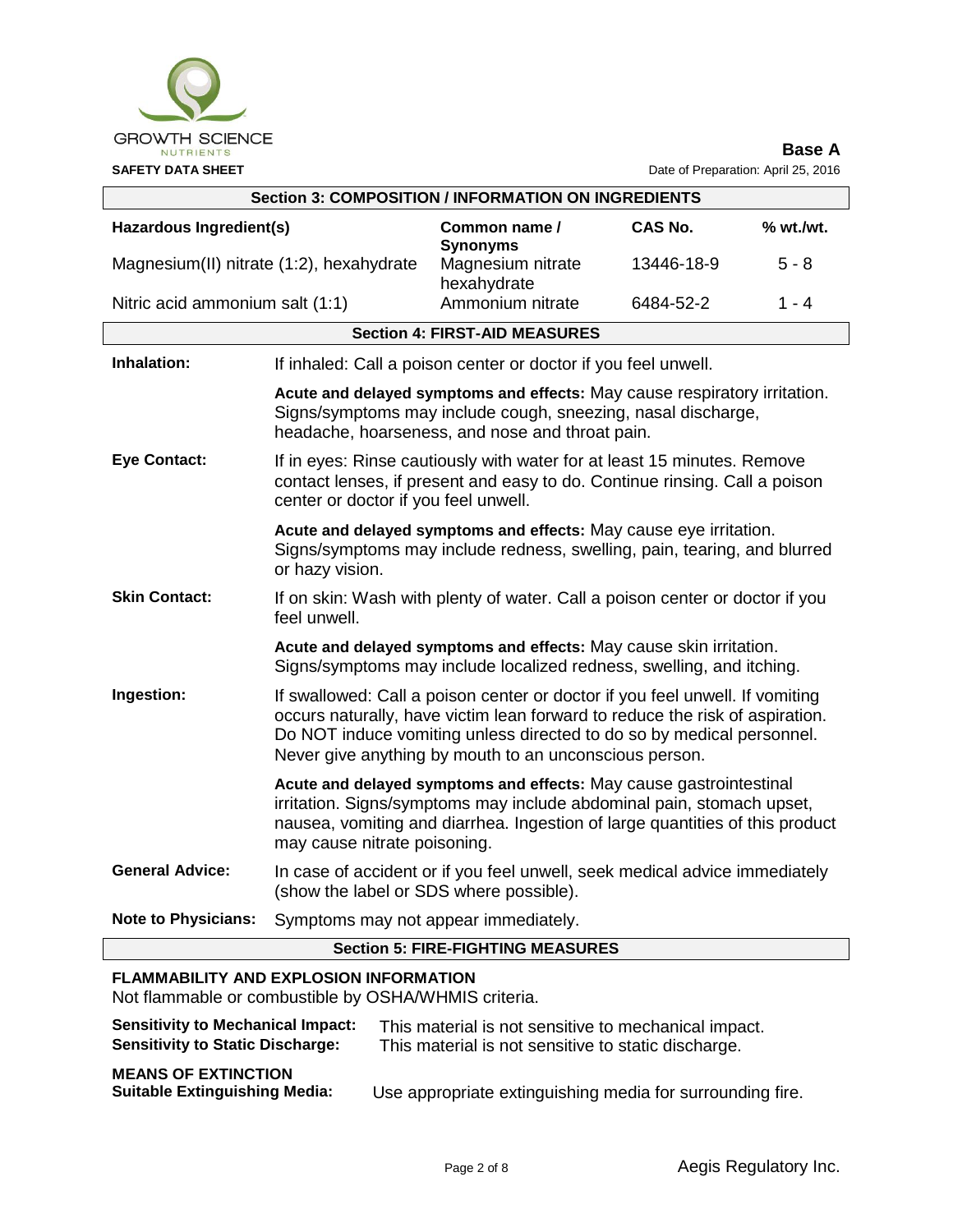## Section 3: COMPOSITION / INFORMATION ON INGREDIENTS

| Hazardous Ingredient(s) | Common name / Synonyms | CAS No. | % wt./wt. |
|---|---|---|---|
| Magnesium(II) nitrate (1:2), hexahydrate | Magnesium nitrate hexahydrate | 13446-18-9 | 5 - 8 |
| Nitric acid ammonium salt (1:1) | Ammonium nitrate | 6484-52-2 | 1 - 4 |

## Section 4: FIRST-AID MEASURES

**Inhalation:** If inhaled: Call a poison center or doctor if you feel unwell.

**Acute and delayed symptoms and effects:** May cause respiratory irritation. Signs/symptoms may include cough, sneezing, nasal discharge, headache, hoarseness, and nose and throat pain.

**Eye Contact:** If in eyes: Rinse cautiously with water for at least 15 minutes. Remove contact lenses, if present and easy to do. Continue rinsing. Call a poison center or doctor if you feel unwell.

**Acute and delayed symptoms and effects:** May cause eye irritation. Signs/symptoms may include redness, swelling, pain, tearing, and blurred or hazy vision.

**Skin Contact:** If on skin: Wash with plenty of water. Call a poison center or doctor if you feel unwell.

**Acute and delayed symptoms and effects:** May cause skin irritation. Signs/symptoms may include localized redness, swelling, and itching.

**Ingestion:** If swallowed: Call a poison center or doctor if you feel unwell. If vomiting occurs naturally, have victim lean forward to reduce the risk of aspiration. Do NOT induce vomiting unless directed to do so by medical personnel. Never give anything by mouth to an unconscious person.

**Acute and delayed symptoms and effects:** May cause gastrointestinal irritation. Signs/symptoms may include abdominal pain, stomach upset, nausea, vomiting and diarrhea. Ingestion of large quantities of this product may cause nitrate poisoning.

**General Advice:** In case of accident or if you feel unwell, seek medical advice immediately (show the label or SDS where possible).

**Note to Physicians:** Symptoms may not appear immediately.

## Section 5: FIRE-FIGHTING MEASURES

**FLAMMABILITY AND EXPLOSION INFORMATION**

Not flammable or combustible by OSHA/WHMIS criteria.

**Sensitivity to Mechanical Impact:** This material is not sensitive to mechanical impact.
**Sensitivity to Static Discharge:** This material is not sensitive to static discharge.

**MEANS OF EXTINCTION**

**Suitable Extinguishing Media:** Use appropriate extinguishing media for surrounding fire.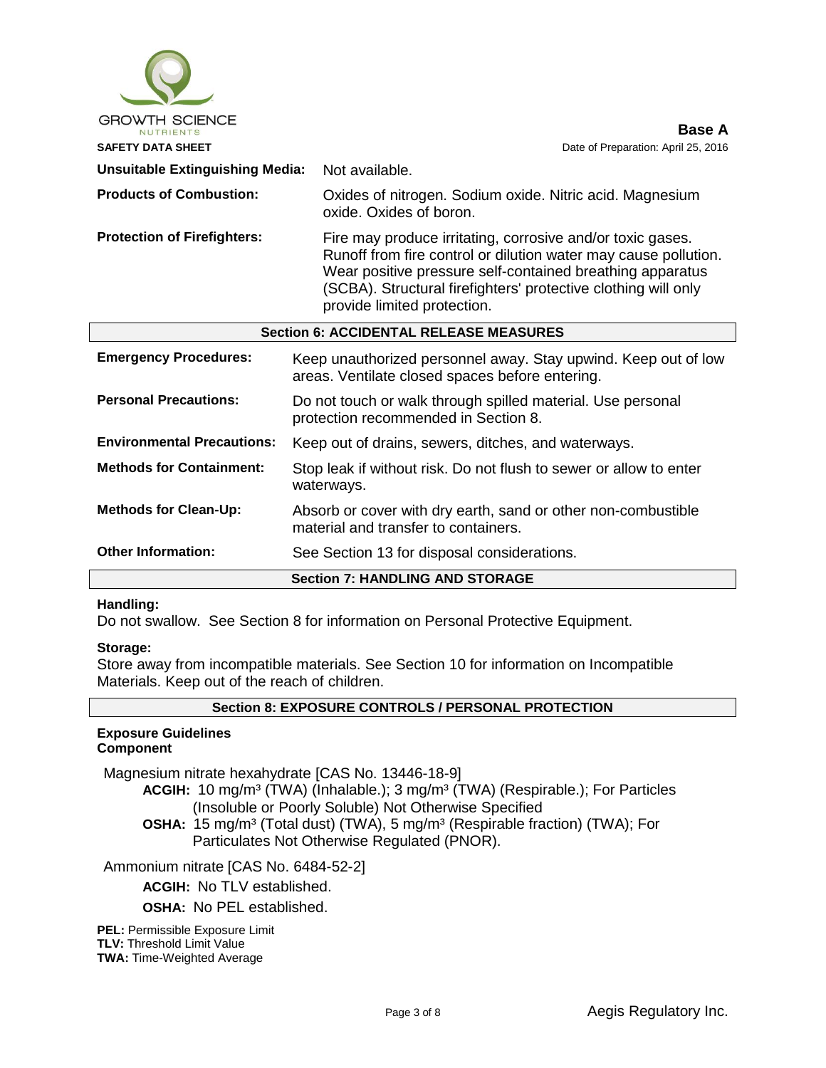| | |
|---|---|
| **Unsuitable Extinguishing Media:** | Not available. |
| **Products of Combustion:** | Oxides of nitrogen. Sodium oxide. Nitric acid. Magnesium oxide. Oxides of boron. |
| **Protection of Firefighters:** | Fire may produce irritating, corrosive and/or toxic gases. Runoff from fire control or dilution water may cause pollution. Wear positive pressure self-contained breathing apparatus (SCBA). Structural firefighters' protective clothing will only provide limited protection. |

## Section 6: ACCIDENTAL RELEASE MEASURES

| | |
|---|---|
| **Emergency Procedures:** | Keep unauthorized personnel away. Stay upwind. Keep out of low areas. Ventilate closed spaces before entering. |
| **Personal Precautions:** | Do not touch or walk through spilled material. Use personal protection recommended in Section 8. |
| **Environmental Precautions:** | Keep out of drains, sewers, ditches, and waterways. |
| **Methods for Containment:** | Stop leak if without risk. Do not flush to sewer or allow to enter waterways. |
| **Methods for Clean-Up:** | Absorb or cover with dry earth, sand or other non-combustible material and transfer to containers. |
| **Other Information:** | See Section 13 for disposal considerations. |

## Section 7: HANDLING AND STORAGE

**Handling:**
Do not swallow. See Section 8 for information on Personal Protective Equipment.

**Storage:**
Store away from incompatible materials. See Section 10 for information on Incompatible Materials. Keep out of the reach of children.

## Section 8: EXPOSURE CONTROLS / PERSONAL PROTECTION

**Exposure Guidelines**
**Component**

Magnesium nitrate hexahydrate [CAS No. 13446-18-9]

- **ACGIH:** 10 mg/m³ (TWA) (Inhalable.); 3 mg/m³ (TWA) (Respirable.); For Particles (Insoluble or Poorly Soluble) Not Otherwise Specified
- **OSHA:** 15 mg/m³ (Total dust) (TWA), 5 mg/m³ (Respirable fraction) (TWA); For Particulates Not Otherwise Regulated (PNOR).

Ammonium nitrate [CAS No. 6484-52-2]

- **ACGIH:** No TLV established.
- **OSHA:** No PEL established.

**PEL:** Permissible Exposure Limit
**TLV:** Threshold Limit Value
**TWA:** Time-Weighted Average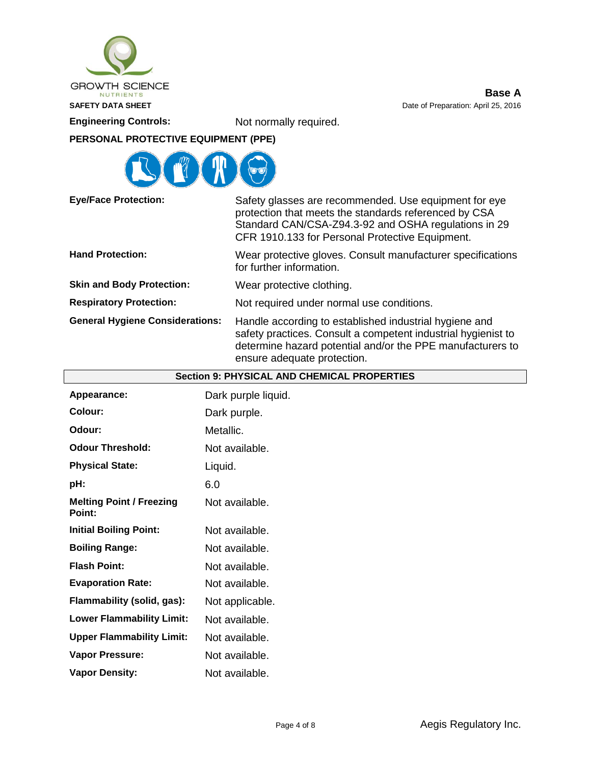**Engineering Controls:** Not normally required.

**PERSONAL PROTECTIVE EQUIPMENT (PPE)**

| | |
|---|---|
| **Eye/Face Protection:** | Safety glasses are recommended. Use equipment for eye protection that meets the standards referenced by CSA Standard CAN/CSA-Z94.3-92 and OSHA regulations in 29 CFR 1910.133 for Personal Protective Equipment. |
| **Hand Protection:** | Wear protective gloves. Consult manufacturer specifications for further information. |
| **Skin and Body Protection:** | Wear protective clothing. |
| **Respiratory Protection:** | Not required under normal use conditions. |
| **General Hygiene Considerations:** | Handle according to established industrial hygiene and safety practices. Consult a competent industrial hygienist to determine hazard potential and/or the PPE manufacturers to ensure adequate protection. |

## Section 9: PHYSICAL AND CHEMICAL PROPERTIES

| | |
|---|---|
| **Appearance:** | Dark purple liquid. |
| **Colour:** | Dark purple. |
| **Odour:** | Metallic. |
| **Odour Threshold:** | Not available. |
| **Physical State:** | Liquid. |
| **pH:** | 6.0 |
| **Melting Point / Freezing Point:** | Not available. |
| **Initial Boiling Point:** | Not available. |
| **Boiling Range:** | Not available. |
| **Flash Point:** | Not available. |
| **Evaporation Rate:** | Not available. |
| **Flammability (solid, gas):** | Not applicable. |
| **Lower Flammability Limit:** | Not available. |
| **Upper Flammability Limit:** | Not available. |
| **Vapor Pressure:** | Not available. |
| **Vapor Density:** | Not available. |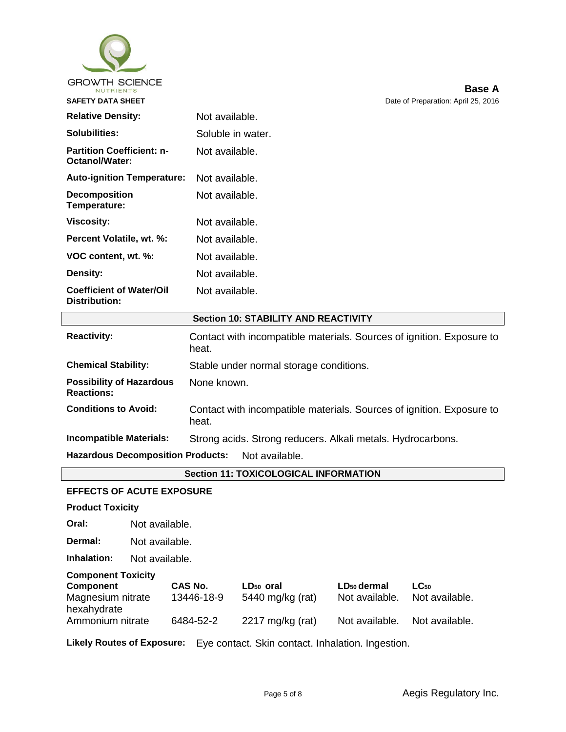| | |
|---|---|
| **Relative Density:** | Not available. |
| **Solubilities:** | Soluble in water. |
| **Partition Coefficient: n-Octanol/Water:** | Not available. |
| **Auto-ignition Temperature:** | Not available. |
| **Decomposition Temperature:** | Not available. |
| **Viscosity:** | Not available. |
| **Percent Volatile, wt. %:** | Not available. |
| **VOC content, wt. %:** | Not available. |
| **Density:** | Not available. |
| **Coefficient of Water/Oil Distribution:** | Not available. |

## Section 10: STABILITY AND REACTIVITY

| | |
|---|---|
| **Reactivity:** | Contact with incompatible materials. Sources of ignition. Exposure to heat. |
| **Chemical Stability:** | Stable under normal storage conditions. |
| **Possibility of Hazardous Reactions:** | None known. |
| **Conditions to Avoid:** | Contact with incompatible materials. Sources of ignition. Exposure to heat. |
| **Incompatible Materials:** | Strong acids. Strong reducers. Alkali metals. Hydrocarbons. |

**Hazardous Decomposition Products:** Not available.

## Section 11: TOXICOLOGICAL INFORMATION

### EFFECTS OF ACUTE EXPOSURE

**Product Toxicity**

**Oral:** Not available.

**Dermal:** Not available.

**Inhalation:** Not available.

**Component Toxicity**

| Component | CAS No. | $LD_{50}$ oral | $LD_{50}$ dermal | $LC_{50}$ |
|---|---|---|---|---|
| Magnesium nitrate hexahydrate | 13446-18-9 | 5440 mg/kg (rat) | Not available. | Not available. |
| Ammonium nitrate | 6484-52-2 | 2217 mg/kg (rat) | Not available. | Not available. |

**Likely Routes of Exposure:** Eye contact. Skin contact. Inhalation. Ingestion.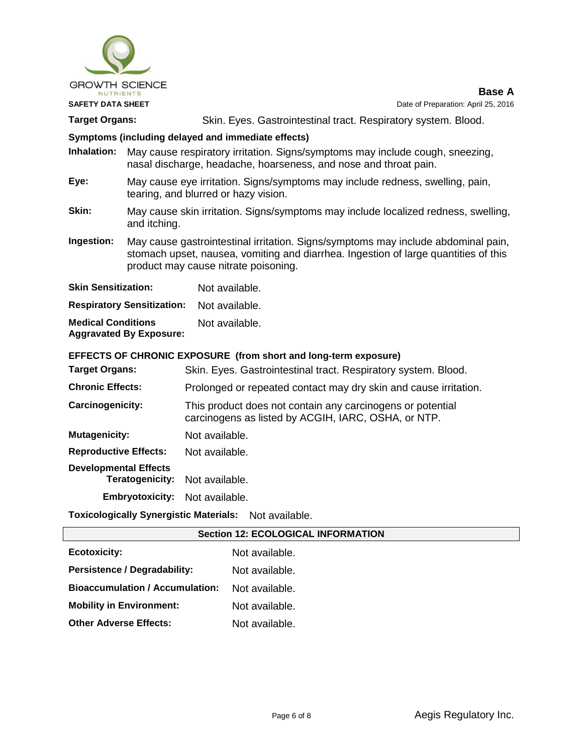**Target Organs:** Skin. Eyes. Gastrointestinal tract. Respiratory system. Blood.

**Symptoms (including delayed and immediate effects)**

**Inhalation:** May cause respiratory irritation. Signs/symptoms may include cough, sneezing, nasal discharge, headache, hoarseness, and nose and throat pain.

**Eye:** May cause eye irritation. Signs/symptoms may include redness, swelling, pain, tearing, and blurred or hazy vision.

**Skin:** May cause skin irritation. Signs/symptoms may include localized redness, swelling, and itching.

**Ingestion:** May cause gastrointestinal irritation. Signs/symptoms may include abdominal pain, stomach upset, nausea, vomiting and diarrhea. Ingestion of large quantities of this product may cause nitrate poisoning.

**Skin Sensitization:** Not available.

**Respiratory Sensitization:** Not available.

**Medical Conditions Aggravated By Exposure:** Not available.

**EFFECTS OF CHRONIC EXPOSURE (from short and long-term exposure)**

**Target Organs:** Skin. Eyes. Gastrointestinal tract. Respiratory system. Blood.

**Chronic Effects:** Prolonged or repeated contact may dry skin and cause irritation.

**Carcinogenicity:** This product does not contain any carcinogens or potential carcinogens as listed by ACGIH, IARC, OSHA, or NTP.

**Mutagenicity:** Not available.

**Reproductive Effects:** Not available.

**Developmental Effects**

**Teratogenicity:** Not available.

**Embryotoxicity:** Not available.

**Toxicologically Synergistic Materials:** Not available.

## Section 12: ECOLOGICAL INFORMATION

**Ecotoxicity:** Not available.

**Persistence / Degradability:** Not available.

**Bioaccumulation / Accumulation:** Not available.

**Mobility in Environment:** Not available.

**Other Adverse Effects:** Not available.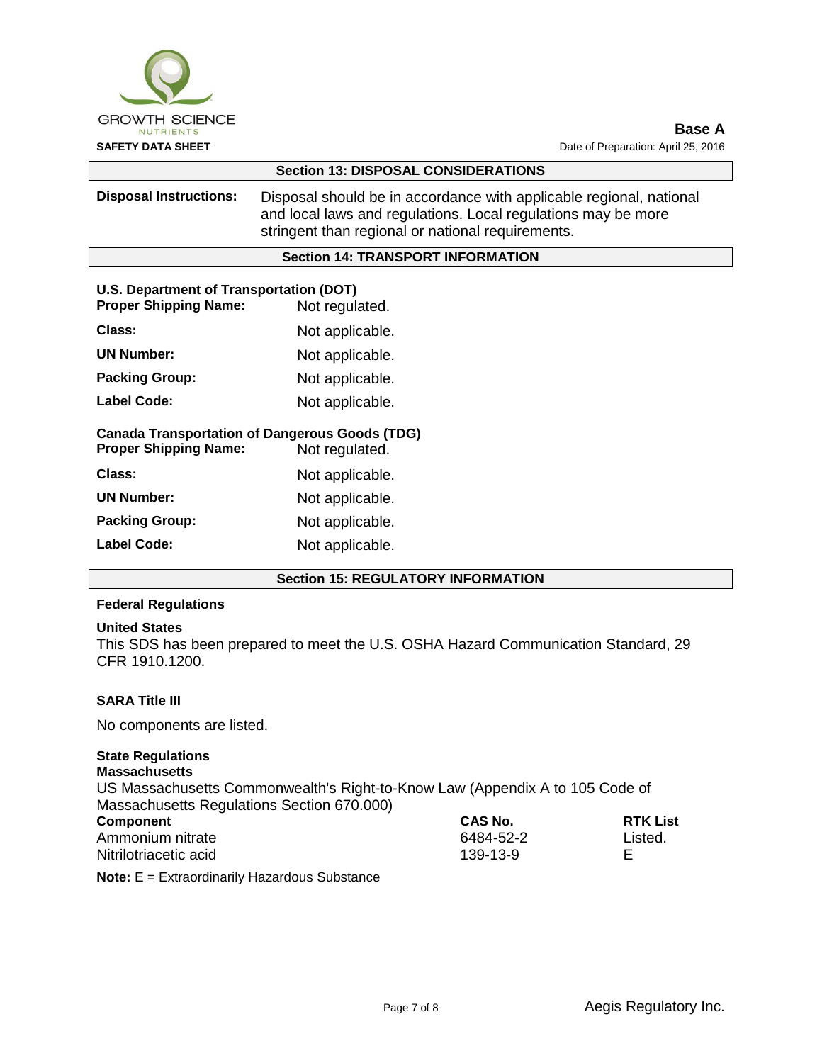## Section 13: DISPOSAL CONSIDERATIONS

**Disposal Instructions:** Disposal should be in accordance with applicable regional, national and local laws and regulations. Local regulations may be more stringent than regional or national requirements.

## Section 14: TRANSPORT INFORMATION

**U.S. Department of Transportation (DOT)**

| | |
|---|---|
| **Proper Shipping Name:** | Not regulated. |
| **Class:** | Not applicable. |
| **UN Number:** | Not applicable. |
| **Packing Group:** | Not applicable. |
| **Label Code:** | Not applicable. |

**Canada Transportation of Dangerous Goods (TDG)**

| | |
|---|---|
| **Proper Shipping Name:** | Not regulated. |
| **Class:** | Not applicable. |
| **UN Number:** | Not applicable. |
| **Packing Group:** | Not applicable. |
| **Label Code:** | Not applicable. |

## Section 15: REGULATORY INFORMATION

**Federal Regulations**

**United States**

This SDS has been prepared to meet the U.S. OSHA Hazard Communication Standard, 29 CFR 1910.1200.

**SARA Title III**

No components are listed.

**State Regulations**

**Massachusetts**

US Massachusetts Commonwealth's Right-to-Know Law (Appendix A to 105 Code of Massachusetts Regulations Section 670.000)

| Component | CAS No. | RTK List |
|---|---|---|
| Ammonium nitrate | 6484-52-2 | Listed. |
| Nitrilotriacetic acid | 139-13-9 | E |

**Note:** E = Extraordinarily Hazardous Substance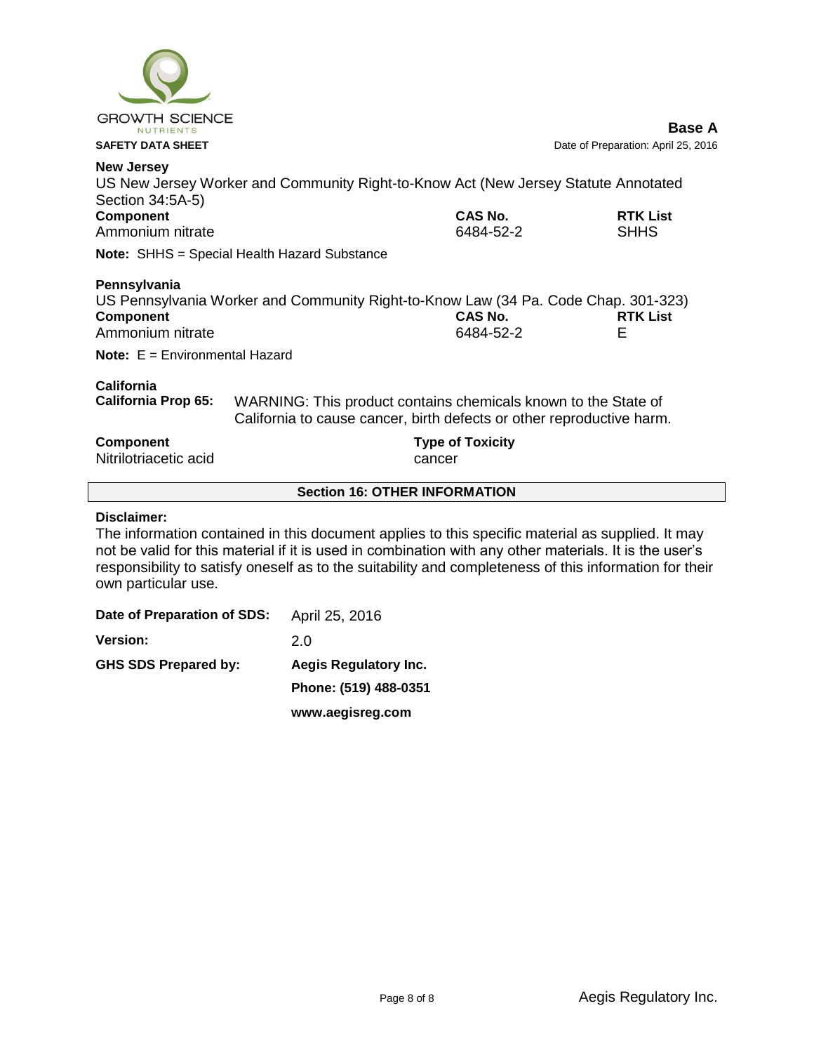**New Jersey**

US New Jersey Worker and Community Right-to-Know Act (New Jersey Statute Annotated Section 34:5A-5)

| Component | CAS No. | RTK List |
|---|---|---|
| Ammonium nitrate | 6484-52-2 | SHHS |

**Note:** SHHS = Special Health Hazard Substance

**Pennsylvania**

US Pennsylvania Worker and Community Right-to-Know Law (34 Pa. Code Chap. 301-323)

| Component | CAS No. | RTK List |
|---|---|---|
| Ammonium nitrate | 6484-52-2 | E |

**Note:** E = Environmental Hazard

**California**

**California Prop 65:** WARNING: This product contains chemicals known to the State of California to cause cancer, birth defects or other reproductive harm.

| Component | Type of Toxicity |
|---|---|
| Nitrilotriacetic acid | cancer |

## Section 16: OTHER INFORMATION

**Disclaimer:**

The information contained in this document applies to this specific material as supplied. It may not be valid for this material if it is used in combination with any other materials. It is the user's responsibility to satisfy oneself as to the suitability and completeness of this information for their own particular use.

**Date of Preparation of SDS:** April 25, 2016

**Version:** 2.0

**GHS SDS Prepared by:** **Aegis Regulatory Inc.**

**Phone: (519) 488-0351**

**www.aegisreg.com**